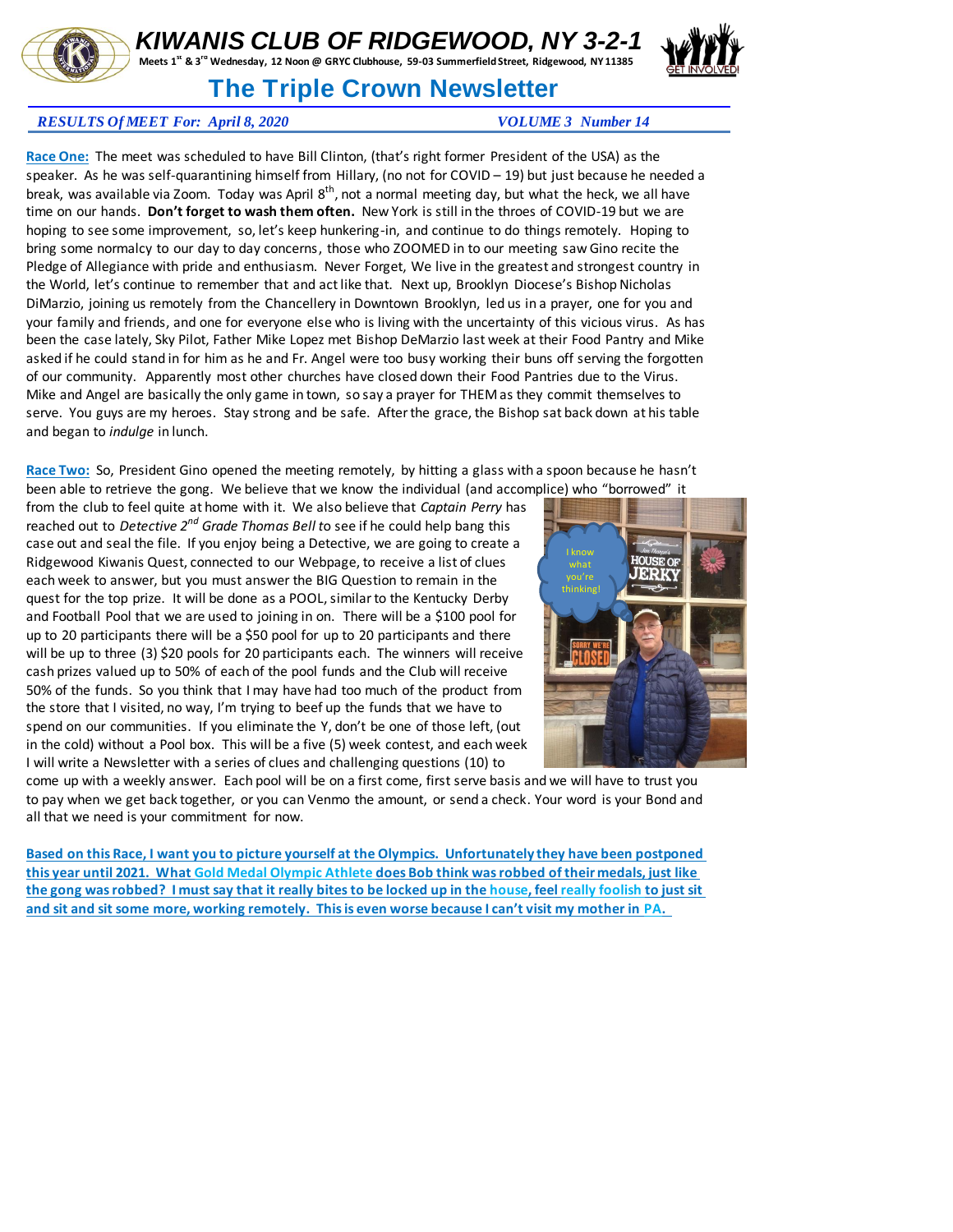# KIWANIS CLUB OF RIDGEWOOD, NY 3-2-1

Meets 1st & 3rd Wednesday, 12 Noon @ GRYC Clubhouse, 59-03 Summerfield Street, Ridgewood, NY 11385

## The Triple Crown Newsletter

***RESULTS Of MEET For: April 8, 2020*** ***VOLUME 3 Number 14***

**Race One:** The meet was scheduled to have Bill Clinton, (that's right former President of the USA) as the speaker. As he was self-quarantining himself from Hillary, (no not for COVID – 19) but just because he needed a break, was available via Zoom. Today was April 8th, not a normal meeting day, but what the heck, we all have time on our hands. **Don't forget to wash them often.** New York is still in the throes of COVID-19 but we are hoping to see some improvement, so, let's keep hunkering-in, and continue to do things remotely. Hoping to bring some normalcy to our day to day concerns, those who ZOOMED in to our meeting saw Gino recite the Pledge of Allegiance with pride and enthusiasm. Never Forget, We live in the greatest and strongest country in the World, let's continue to remember that and act like that. Next up, Brooklyn Diocese's Bishop Nicholas DiMarzio, joining us remotely from the Chancellery in Downtown Brooklyn, led us in a prayer, one for you and your family and friends, and one for everyone else who is living with the uncertainty of this vicious virus. As has been the case lately, Sky Pilot, Father Mike Lopez met Bishop DeMarzio last week at their Food Pantry and Mike asked if he could stand in for him as he and Fr. Angel were too busy working their buns off serving the forgotten of our community. Apparently most other churches have closed down their Food Pantries due to the Virus. Mike and Angel are basically the only game in town, so say a prayer for THEM as they commit themselves to serve. You guys are my heroes. Stay strong and be safe. After the grace, the Bishop sat back down at his table and began to *indulge* in lunch.

**Race Two:** So, President Gino opened the meeting remotely, by hitting a glass with a spoon because he hasn't been able to retrieve the gong. We believe that we know the individual (and accomplice) who "borrowed" it from the club to feel quite at home with it. We also believe that *Captain Perry* has reached out to *Detective 2nd Grade Thomas Bell* to see if he could help bang this case out and seal the file. If you enjoy being a Detective, we are going to create a Ridgewood Kiwanis Quest, connected to our Webpage, to receive a list of clues each week to answer, but you must answer the BIG Question to remain in the quest for the top prize. It will be done as a POOL, similar to the Kentucky Derby and Football Pool that we are used to joining in on. There will be a $100 pool for up to 20 participants there will be a $50 pool for up to 20 participants and there will be up to three (3) $20 pools for 20 participants each. The winners will receive cash prizes valued up to 50% of each of the pool funds and the Club will receive 50% of the funds. So you think that I may have had too much of the product from the store that I visited, no way, I'm trying to beef up the funds that we have to spend on our communities. If you eliminate the Y, don't be one of those left, (out in the cold) without a Pool box. This will be a five (5) week contest, and each week I will write a Newsletter with a series of clues and challenging questions (10) to come up with a weekly answer. Each pool will be on a first come, first serve basis and we will have to trust you to pay when we get back together, or you can Venmo the amount, or send a check. Your word is your Bond and all that we need is your commitment for now.

**Based on this Race, I want you to picture yourself at the Olympics. Unfortunately they have been postponed this year until 2021. What Gold Medal Olympic Athlete does Bob think was robbed of their medals, just like the gong was robbed? I must say that it really bites to be locked up in the house, feel really foolish to just sit and sit and sit some more, working remotely. This is even worse because I can't visit my mother in PA.**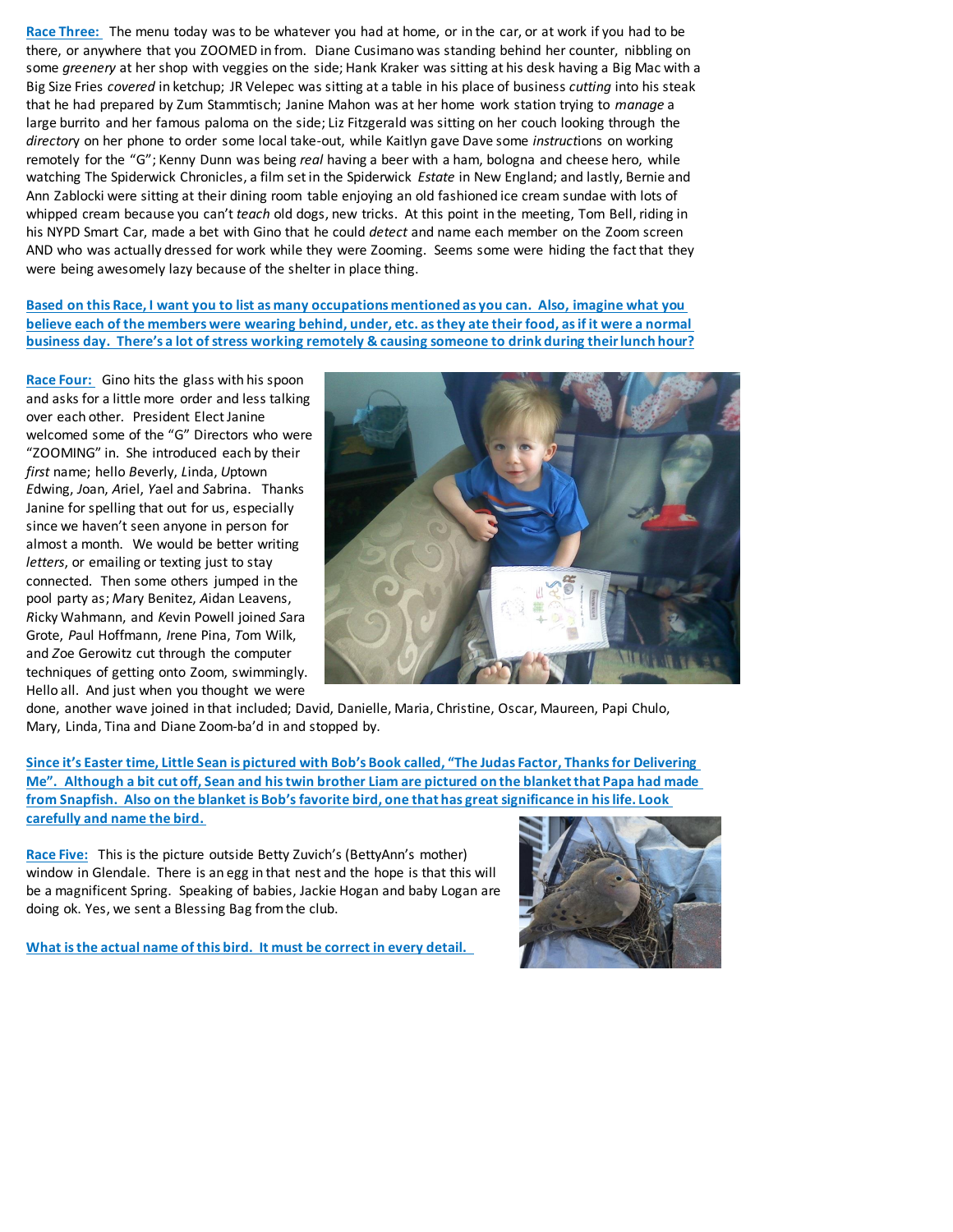**Race Three:** The menu today was to be whatever you had at home, or in the car, or at work if you had to be there, or anywhere that you ZOOMED in from. Diane Cusimano was standing behind her counter, nibbling on some *greenery* at her shop with veggies on the side; Hank Kraker was sitting at his desk having a Big Mac with a Big Size Fries *covered* in ketchup; JR Velepec was sitting at a table in his place of business *cutting* into his steak that he had prepared by Zum Stammtisch; Janine Mahon was at her home work station trying to *manage* a large burrito and her famous paloma on the side; Liz Fitzgerald was sitting on her couch looking through the *director*y on her phone to order some local take-out, while Kaitlyn gave Dave some *instruct*ions on working remotely for the "G"; Kenny Dunn was being *real* having a beer with a ham, bologna and cheese hero, while watching The Spiderwick Chronicles, a film set in the Spiderwick *Estate* in New England; and lastly, Bernie and Ann Zablocki were sitting at their dining room table enjoying an old fashioned ice cream sundae with lots of whipped cream because you can't *teach* old dogs, new tricks. At this point in the meeting, Tom Bell, riding in his NYPD Smart Car, made a bet with Gino that he could *detect* and name each member on the Zoom screen AND who was actually dressed for work while they were Zooming. Seems some were hiding the fact that they were being awesomely lazy because of the shelter in place thing.

**Based on this Race, I want you to list as many occupations mentioned as you can. Also, imagine what you believe each of the members were wearing behind, under, etc. as they ate their food, as if it were a normal business day. There's a lot of stress working remotely & causing someone to drink during their lunch hour?**

**Race Four:** Gino hits the glass with his spoon and asks for a little more order and less talking over each other. President Elect Janine welcomed some of the "G" Directors who were "ZOOMING" in. She introduced each by their *first* name; hello *B*everly, *L*inda, *U*ptown *E*dwing, *J*oan, *A*riel, *Y*ael and *S*abrina. Thanks Janine for spelling that out for us, especially since we haven't seen anyone in person for almost a month. We would be better writing *letters*, or emailing or texting just to stay connected. Then some others jumped in the pool party as; *M*ary Benitez, *A*idan Leavens, *R*icky Wahmann, and *K*evin Powell joined *S*ara Grote, *P*aul Hoffmann, *I*rene Pina, *T*om Wilk, and *Z*oe Gerowitz cut through the computer techniques of getting onto Zoom, swimmingly. Hello all. And just when you thought we were done, another wave joined in that included; David, Danielle, Maria, Christine, Oscar, Maureen, Papi Chulo, Mary, Linda, Tina and Diane Zoom-ba'd in and stopped by.

**Since it's Easter time, Little Sean is pictured with Bob's Book called, "The Judas Factor, Thanks for Delivering Me". Although a bit cut off, Sean and his twin brother Liam are pictured on the blanket that Papa had made from Snapfish. Also on the blanket is Bob's favorite bird, one that has great significance in his life. Look carefully and name the bird.**

**Race Five:** This is the picture outside Betty Zuvich's (BettyAnn's mother) window in Glendale. There is an egg in that nest and the hope is that this will be a magnificent Spring. Speaking of babies, Jackie Hogan and baby Logan are doing ok. Yes, we sent a Blessing Bag from the club.

**What is the actual name of this bird. It must be correct in every detail.**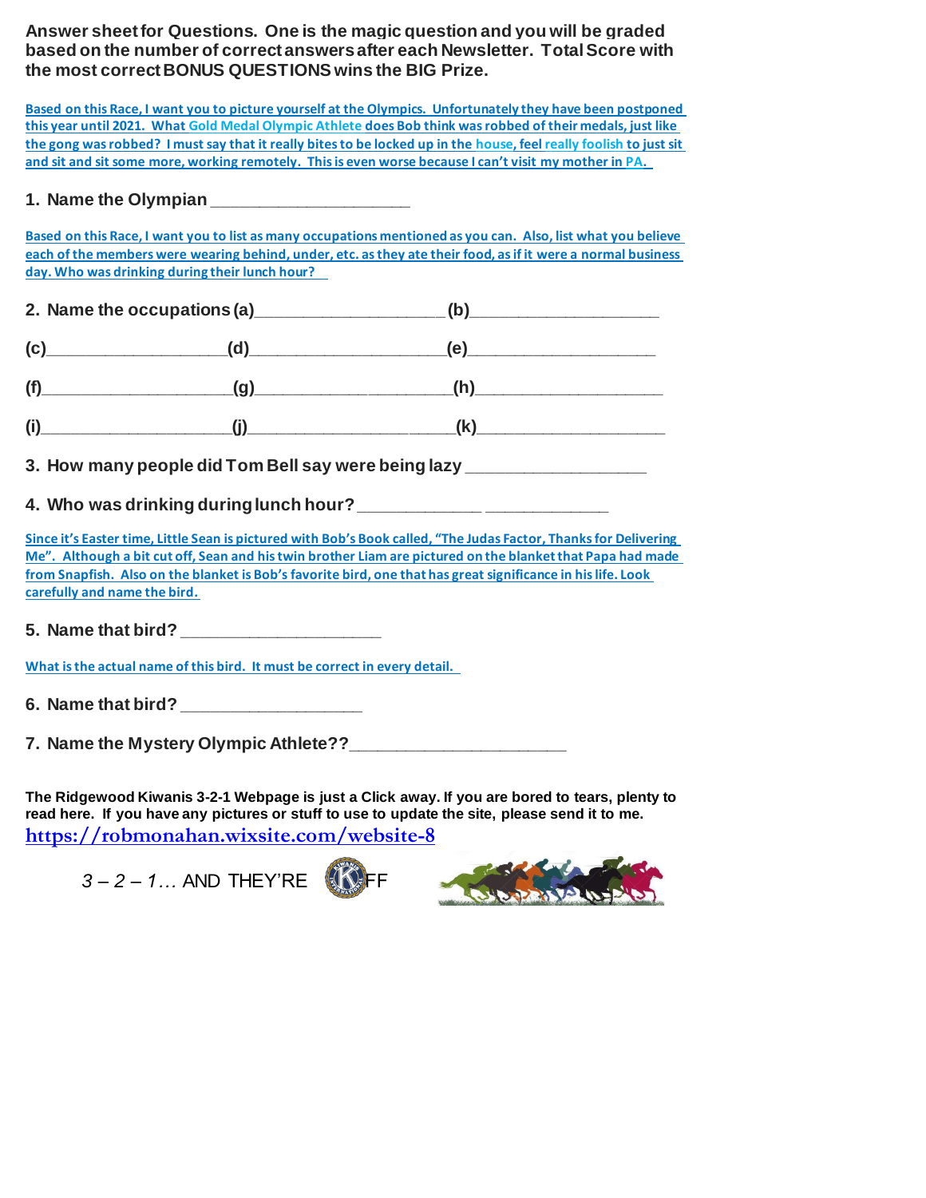**Answer sheet for Questions. One is the magic question and you will be graded based on the number of correct answers after each Newsletter. Total Score with the most correct BONUS QUESTIONS wins the BIG Prize.**

Based on this Race, I want you to picture yourself at the Olympics. Unfortunately they have been postponed this year until 2021. What Gold Medal Olympic Athlete does Bob think was robbed of their medals, just like the gong was robbed? I must say that it really bites to be locked up in the house, feel really foolish to just sit and sit and sit some more, working remotely. This is even worse because I can't visit my mother in PA.

**1. Name the Olympian** ____________________

Based on this Race, I want you to list as many occupations mentioned as you can. Also, list what you believe each of the members were wearing behind, under, etc. as they ate their food, as if it were a normal business day. Who was drinking during their lunch hour?

**2. Name the occupations (a)**__________________ **(b)**__________________

**(c)**__________________ **(d)**__________________ **(e)**__________________

**(f)**__________________ **(g)**__________________ **(h)**__________________

**(i)**__________________ **(j)**__________________ **(k)**__________________

**3. How many people did Tom Bell say were being lazy** __________________

**4. Who was drinking during lunch hour?** ____________ ____________

Since it's Easter time, Little Sean is pictured with Bob's Book called, "The Judas Factor, Thanks for Delivering Me". Although a bit cut off, Sean and his twin brother Liam are pictured on the blanket that Papa had made from Snapfish. Also on the blanket is Bob's favorite bird, one that has great significance in his life. Look carefully and name the bird.

**5. Name that bird?** ____________________

What is the actual name of this bird. It must be correct in every detail.

**6. Name that bird?** __________________

**7. Name the Mystery Olympic Athlete??**_____________________

**The Ridgewood Kiwanis 3-2-1 Webpage is just a Click away. If you are bored to tears, plenty to read here. If you have any pictures or stuff to use to update the site, please send it to me.**
**https://robmonahan.wixsite.com/website-8**

*3 – 2 – 1…* AND THEY'RE OFF